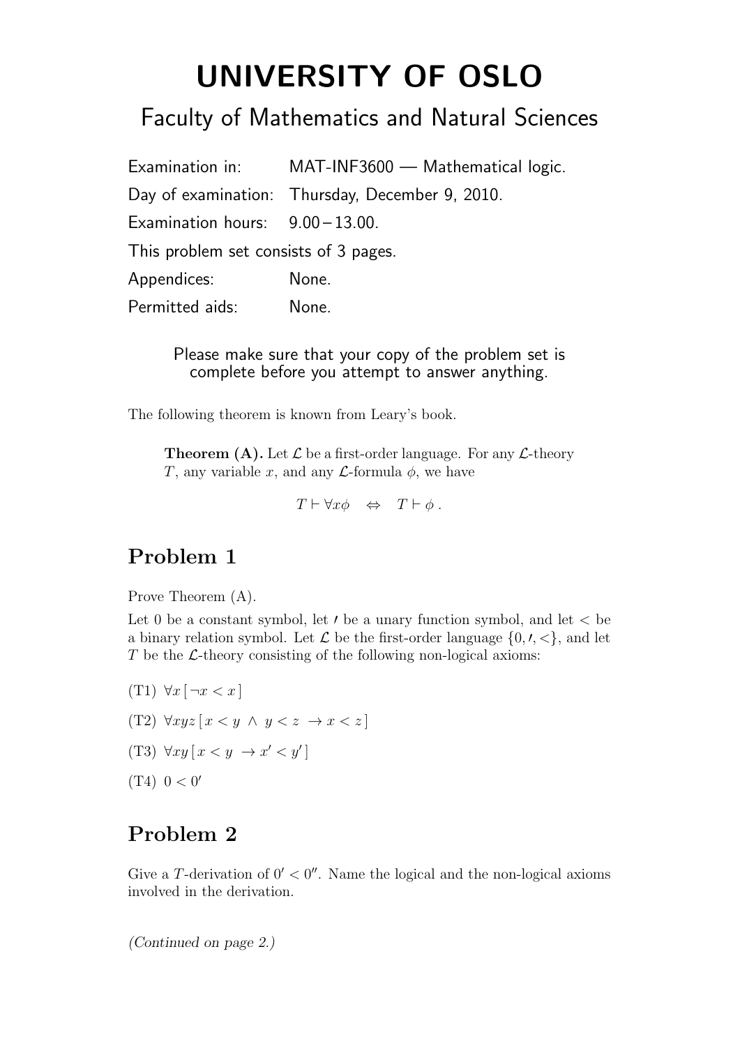# UNIVERSITY OF OSLO

## Faculty of Mathematics and Natural Sciences

| | |
|---|---|
| Examination in: | MAT-INF3600 — Mathematical logic. |
| Day of examination: | Thursday, December 9, 2010. |
| Examination hours: | 9.00 – 13.00. |

This problem set consists of 3 pages.

| | |
|---|---|
| Appendices: | None. |
| Permitted aids: | None. |

Please make sure that your copy of the problem set is complete before you attempt to answer anything.

The following theorem is known from Leary's book.

> **Theorem (A).** Let $\mathcal{L}$ be a first-order language. For any $\mathcal{L}$-theory $T$, any variable $x$, and any $\mathcal{L}$-formula $\phi$, we have
>
> $$T \vdash \forall x \phi \quad \Leftrightarrow \quad T \vdash \phi \, .$$

## Problem 1

Prove Theorem (A).

Let $0$ be a constant symbol, let $'$ be a unary function symbol, and let $<$ be a binary relation symbol. Let $\mathcal{L}$ be the first-order language $\{0, ', <\}$, and let $T$ be the $\mathcal{L}$-theory consisting of the following non-logical axioms:

(T1) $\forall x \, [\, \neg x < x \,]$

(T2) $\forall xyz \, [\, x < y \, \wedge \, y < z \, \rightarrow x < z \,]$

(T3) $\forall xy \, [\, x < y \, \rightarrow x' < y' \,]$

(T4) $0 < 0'$

## Problem 2

Give a $T$-derivation of $0' < 0''$. Name the logical and the non-logical axioms involved in the derivation.

*(Continued on page 2.)*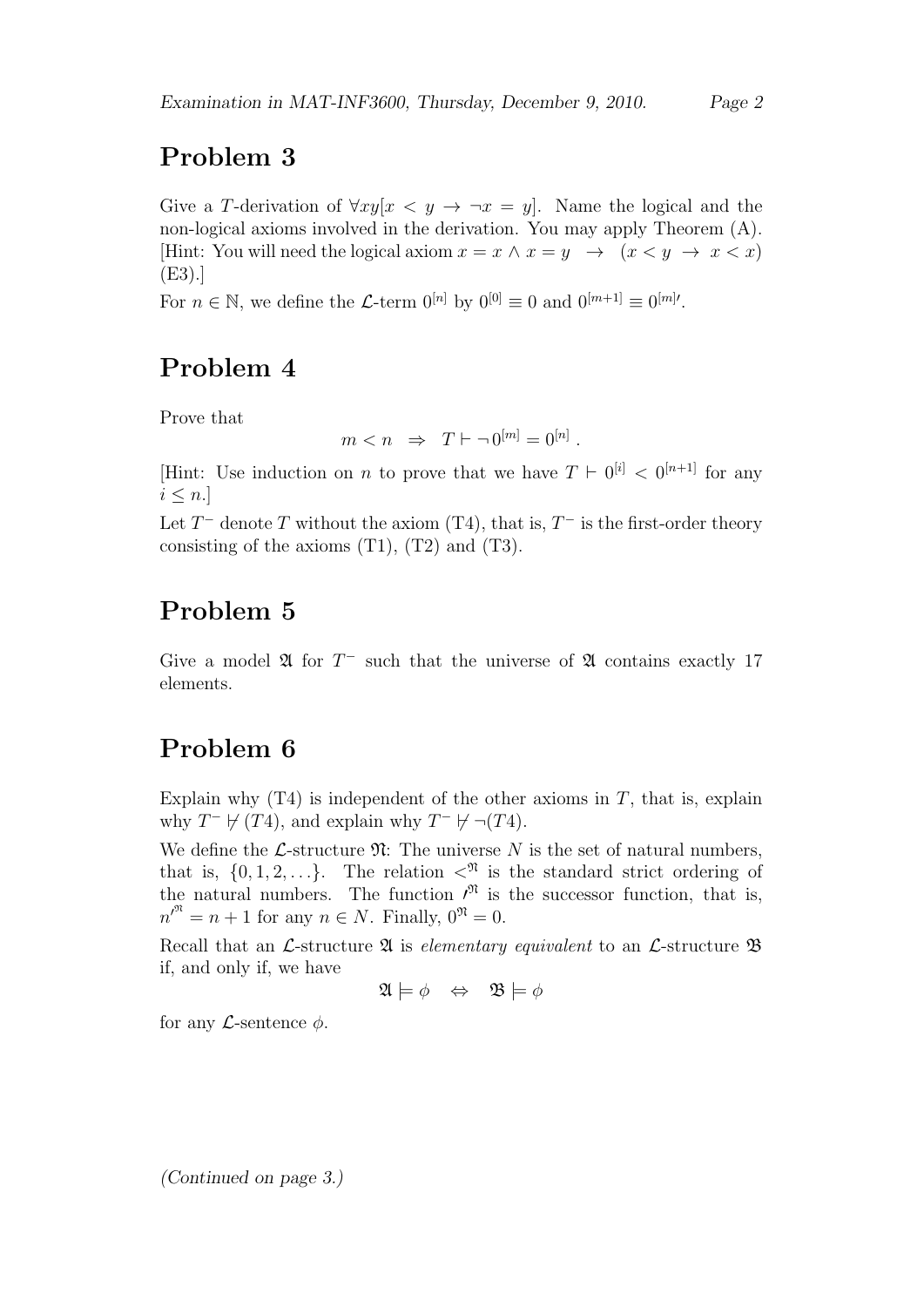## Problem 3

Give a $T$-derivation of $\forall xy[x < y \to \neg x = y]$. Name the logical and the non-logical axioms involved in the derivation. You may apply Theorem (A). [Hint: You will need the logical axiom $x = x \wedge x = y \;\; \to \;\; (x < y \to x < x)$ (E3).]

For $n \in \mathbb{N}$, we define the $\mathcal{L}$-term $0^{[n]}$ by $0^{[0]} \equiv 0$ and $0^{[m+1]} \equiv 0^{[m]\prime}$.

## Problem 4

Prove that

$$m < n \;\; \Rightarrow \;\; T \vdash \neg\, 0^{[m]} = 0^{[n]} \; .$$

[Hint: Use induction on $n$ to prove that we have $T \vdash 0^{[i]} < 0^{[n+1]}$ for any $i \leq n$.]

Let $T^{-}$ denote $T$ without the axiom (T4), that is, $T^{-}$ is the first-order theory consisting of the axioms (T1), (T2) and (T3).

## Problem 5

Give a model $\mathfrak{A}$ for $T^{-}$ such that the universe of $\mathfrak{A}$ contains exactly 17 elements.

## Problem 6

Explain why (T4) is independent of the other axioms in $T$, that is, explain why $T^{-} \not\vdash (T4)$, and explain why $T^{-} \not\vdash \neg(T4)$.

We define the $\mathcal{L}$-structure $\mathfrak{N}$: The universe $N$ is the set of natural numbers, that is, $\{0, 1, 2, \ldots\}$. The relation $<^{\mathfrak{N}}$ is the standard strict ordering of the natural numbers. The function $\prime^{\mathfrak{N}}$ is the successor function, that is, $n^{\prime^{\mathfrak{N}}} = n + 1$ for any $n \in N$. Finally, $0^{\mathfrak{N}} = 0$.

Recall that an $\mathcal{L}$-structure $\mathfrak{A}$ is *elementary equivalent* to an $\mathcal{L}$-structure $\mathfrak{B}$ if, and only if, we have

$$\mathfrak{A} \models \phi \quad \Leftrightarrow \quad \mathfrak{B} \models \phi$$

for any $\mathcal{L}$-sentence $\phi$.

*(Continued on page 3.)*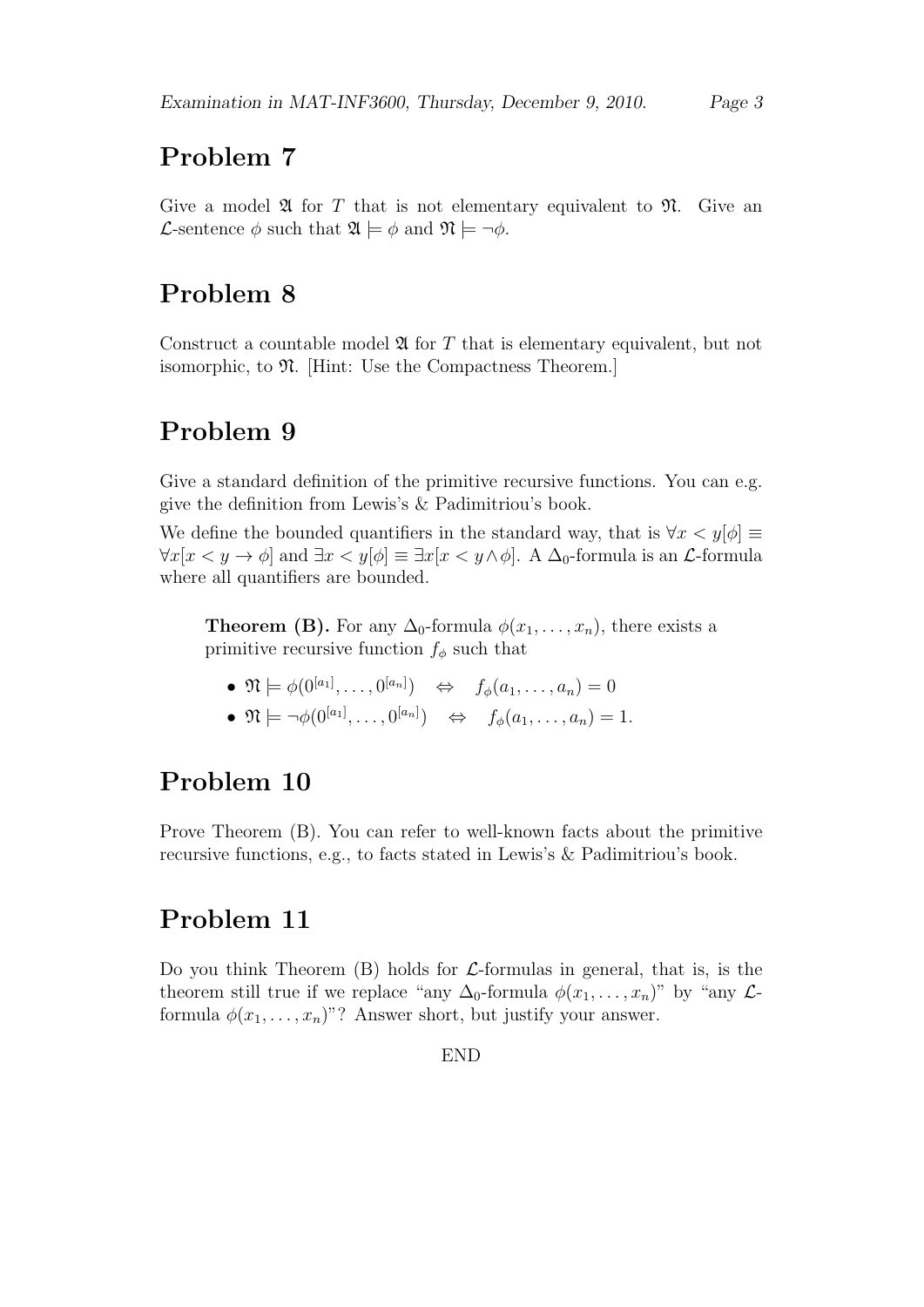## Problem 7

Give a model $\mathfrak{A}$ for $T$ that is not elementary equivalent to $\mathfrak{N}$. Give an $\mathcal{L}$-sentence $\phi$ such that $\mathfrak{A} \models \phi$ and $\mathfrak{N} \models \neg\phi$.

## Problem 8

Construct a countable model $\mathfrak{A}$ for $T$ that is elementary equivalent, but not isomorphic, to $\mathfrak{N}$. [Hint: Use the Compactness Theorem.]

## Problem 9

Give a standard definition of the primitive recursive functions. You can e.g. give the definition from Lewis's & Padimitriou's book.

We define the bounded quantifiers in the standard way, that is $\forall x < y[\phi] \equiv \forall x[x < y \to \phi]$ and $\exists x < y[\phi] \equiv \exists x[x < y \wedge \phi]$. A $\Delta_0$-formula is an $\mathcal{L}$-formula where all quantifiers are bounded.

> **Theorem (B).** For any $\Delta_0$-formula $\phi(x_1, \ldots, x_n)$, there exists a primitive recursive function $f_\phi$ such that
>
> - $\mathfrak{N} \models \phi(0^{[a_1]}, \ldots, 0^{[a_n]}) \quad \Leftrightarrow \quad f_\phi(a_1, \ldots, a_n) = 0$
> - $\mathfrak{N} \models \neg\phi(0^{[a_1]}, \ldots, 0^{[a_n]}) \quad \Leftrightarrow \quad f_\phi(a_1, \ldots, a_n) = 1.$

## Problem 10

Prove Theorem (B). You can refer to well-known facts about the primitive recursive functions, e.g., to facts stated in Lewis's & Padimitriou's book.

## Problem 11

Do you think Theorem (B) holds for $\mathcal{L}$-formulas in general, that is, is the theorem still true if we replace "any $\Delta_0$-formula $\phi(x_1, \ldots, x_n)$" by "any $\mathcal{L}$-formula $\phi(x_1, \ldots, x_n)$"? Answer short, but justify your answer.

END